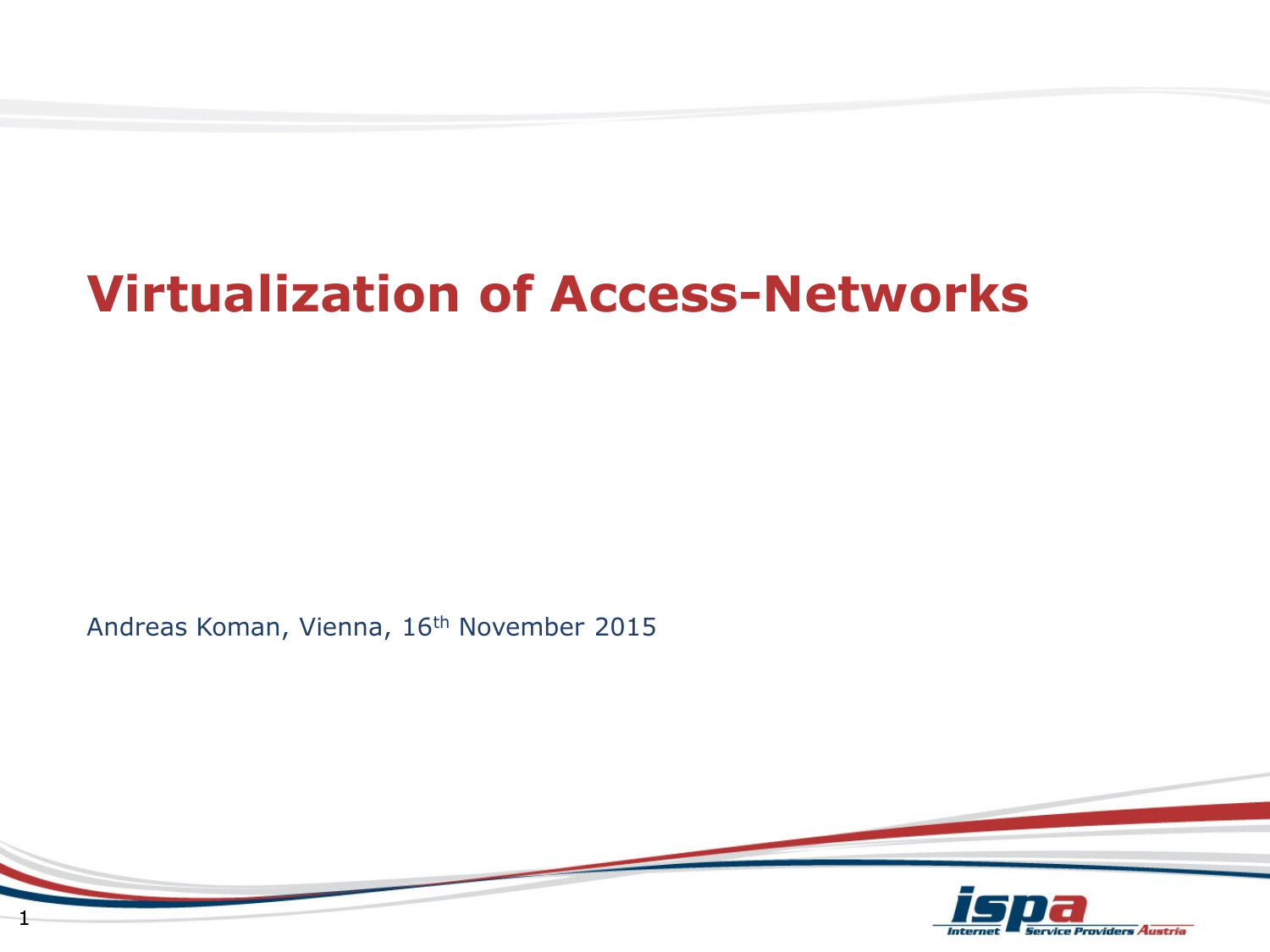# Virtualization of Access-Networks

Andreas Koman, Vienna, 16th November 2015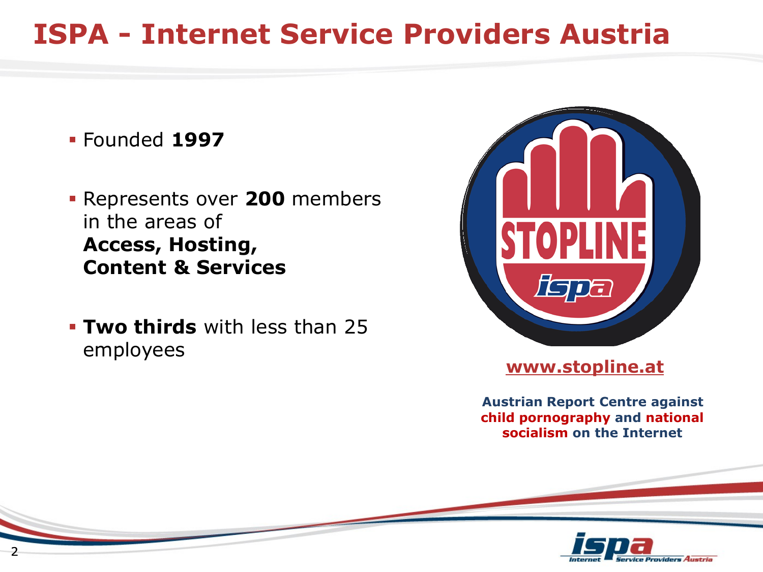# ISPA - Internet Service Providers Austria

- Founded **1997**
- Represents over **200** members in the areas of **Access, Hosting, Content & Services**
- **Two thirds** with less than 25 employees

STOPLINE ispa

www.stopline.at

**Austrian Report Centre against child pornography and national socialism on the Internet**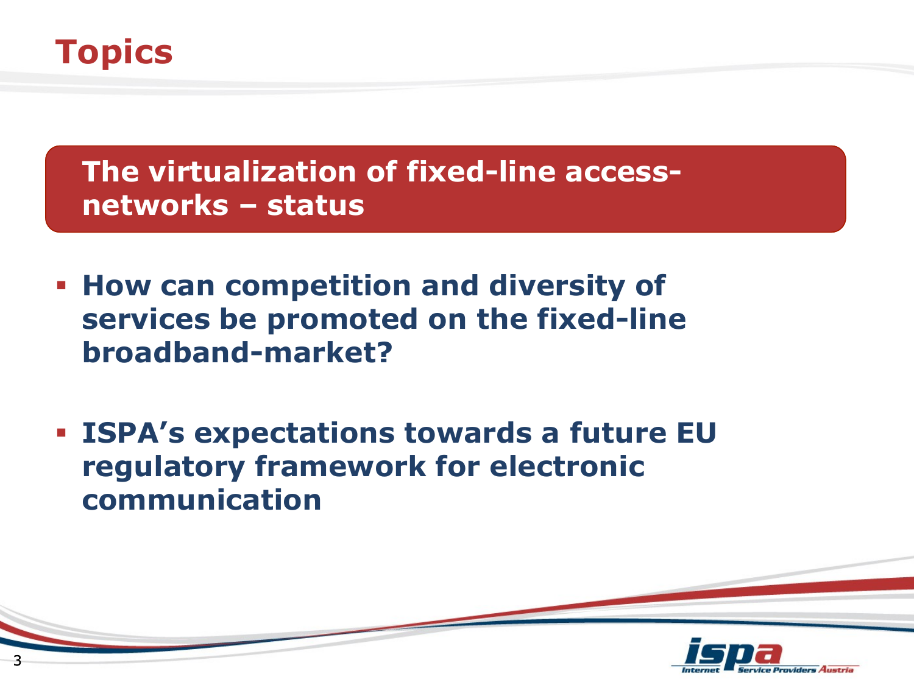# Topics

**The virtualization of fixed-line access-networks – status**

- **How can competition and diversity of services be promoted on the fixed-line broadband-market?**

- **ISPA's expectations towards a future EU regulatory framework for electronic communication**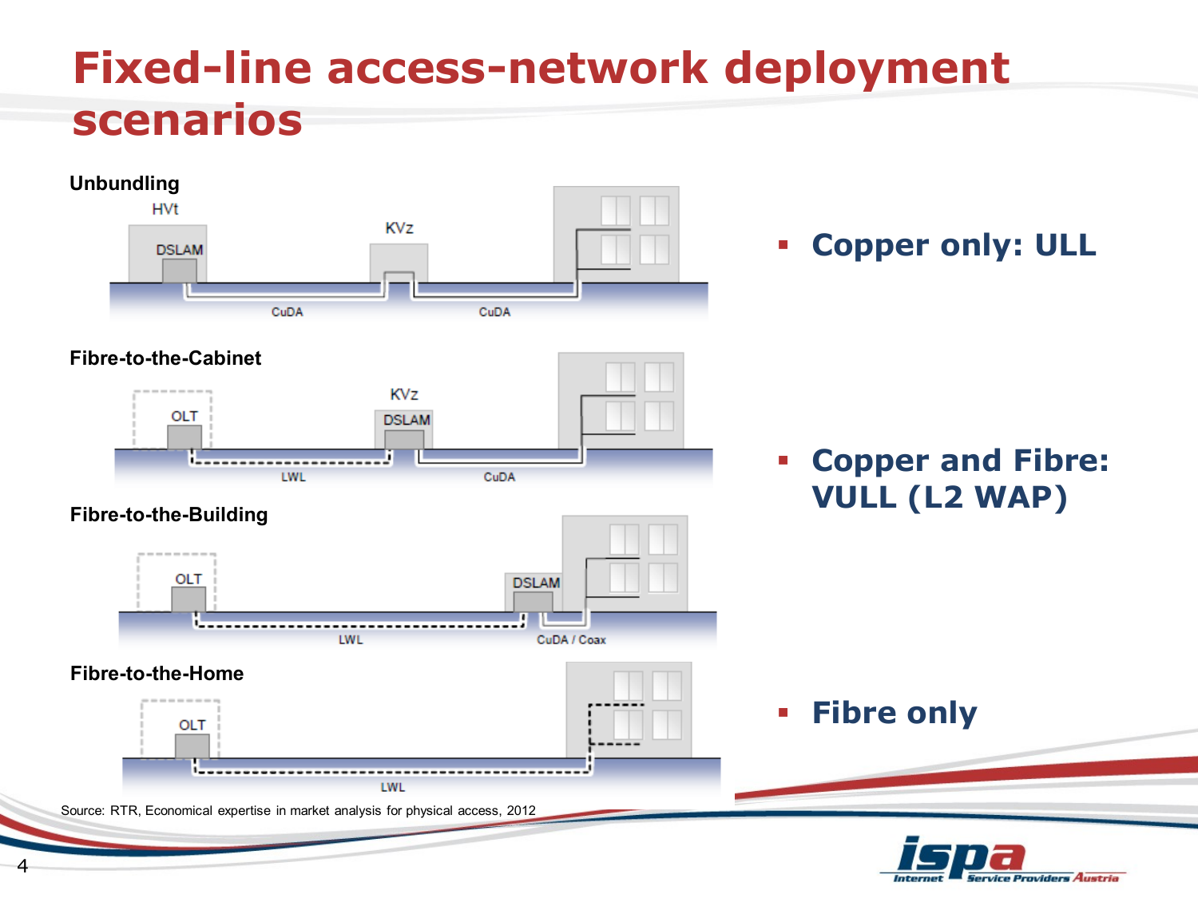# Fixed-line access-network deployment scenarios

**Unbundling**

HVt

DSLAM

KVz

CuDA

CuDA

- **Copper only: ULL**

**Fibre-to-the-Cabinet**

OLT

KVz

DSLAM

LWL

CuDA

**Fibre-to-the-Building**

OLT

DSLAM

LWL

CuDA / Coax

- **Copper and Fibre: VULL (L2 WAP)**

**Fibre-to-the-Home**

OLT

LWL

- **Fibre only**

Source: RTR, Economical expertise in market analysis for physical access, 2012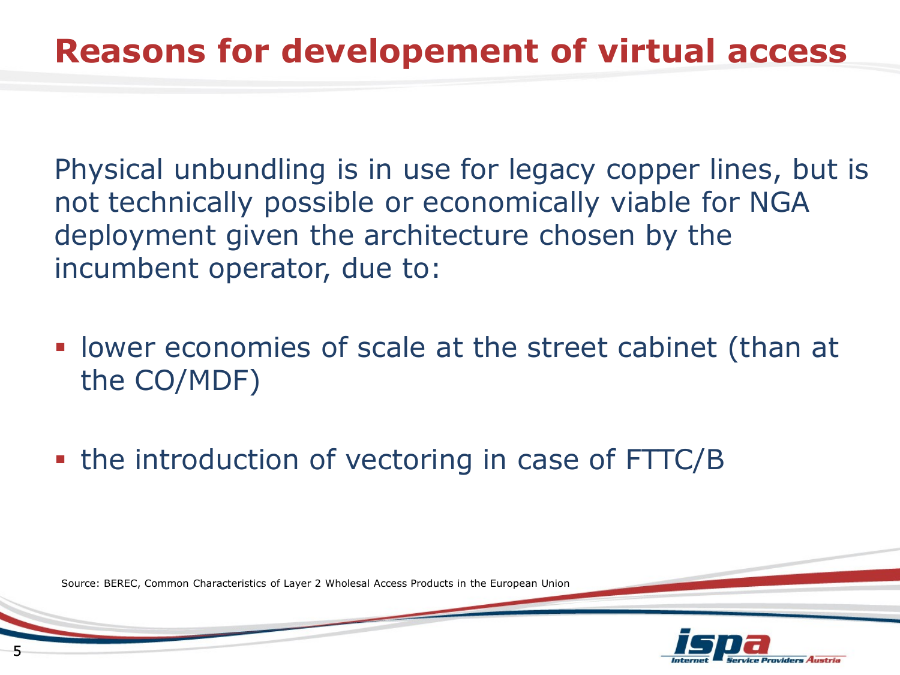# Reasons for developement of virtual access

Physical unbundling is in use for legacy copper lines, but is not technically possible or economically viable for NGA deployment given the architecture chosen by the incumbent operator, due to:

- lower economies of scale at the street cabinet (than at the CO/MDF)
- the introduction of vectoring in case of FTTC/B

Source: BEREC, Common Characteristics of Layer 2 Wholesal Access Products in the European Union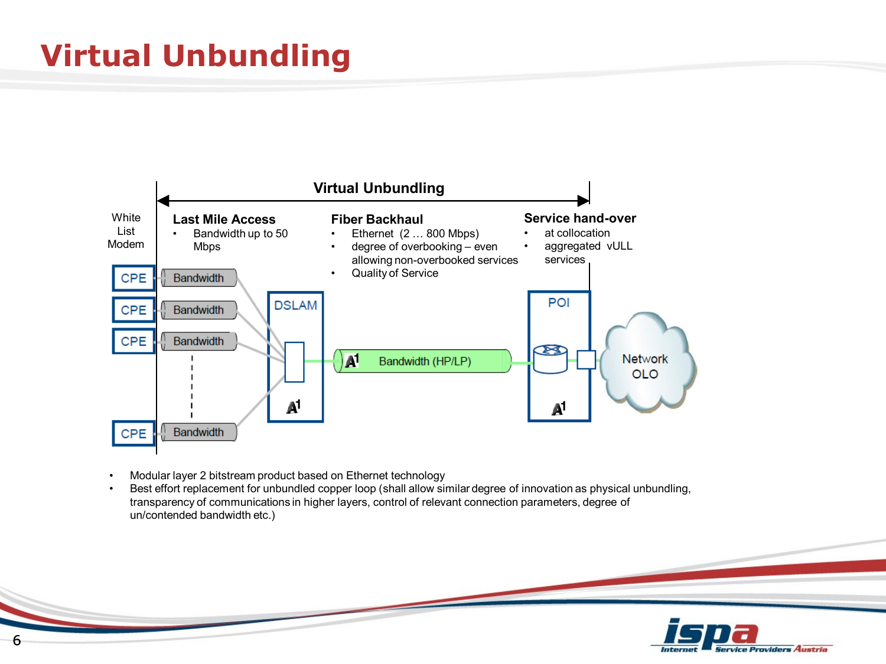# Virtual Unbundling

**Virtual Unbundling**

White List Modem

**Last Mile Access**
- Bandwidth up to 50 Mbps

**Fiber Backhaul**
- Ethernet (2 … 800 Mbps)
- degree of overbooking – even allowing non-overbooked services
- Quality of Service

**Service hand-over**
- at collocation
- aggregated vULL services

CPE — Bandwidth
CPE — Bandwidth
CPE — Bandwidth
CPE — Bandwidth

DSLAM — Bandwidth (HP/LP) — POI — Network OLO

- Modular layer 2 bitstream product based on Ethernet technology
- Best effort replacement for unbundled copper loop (shall allow similar degree of innovation as physical unbundling, transparency of communications in higher layers, control of relevant connection parameters, degree of un/contended bandwidth etc.)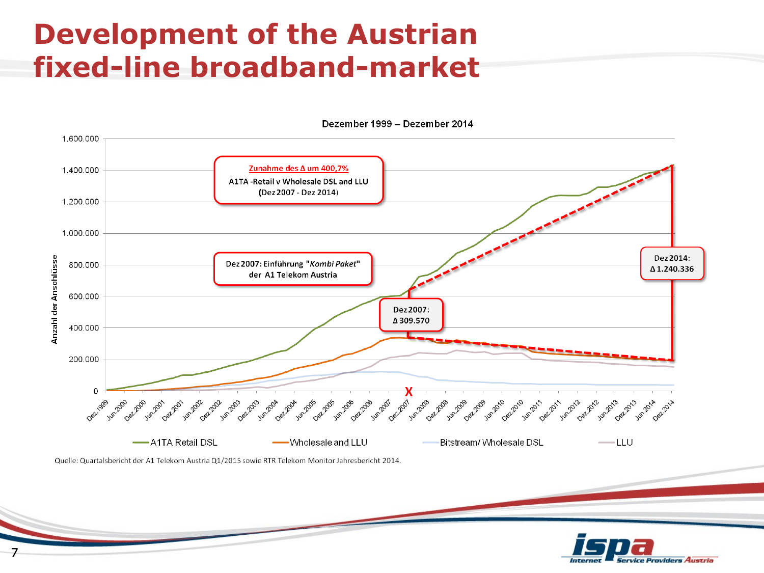# Development of the Austrian fixed-line broadband-market

Dezember 1999 – Dezember 2014

**Zunahme des Δ um 400,7%**
A1TA -Retail v Wholesale DSL and LLU
(Dez 2007 - Dez 2014)

Dez 2007: Einführung "*Kombi Paket*" der A1 Telekom Austria

Dez 2007: Δ 309.570

Dez 2014: Δ 1.240.336

Anzahl der Anschlüsse

A1TA Retail DSL — Wholesale and LLU — Bitstream/ Wholesale DSL — LLU

Quelle: Quartalsbericht der A1 Telekom Austria Q1/2015 sowie RTR Telekom Monitor Jahresbericht 2014.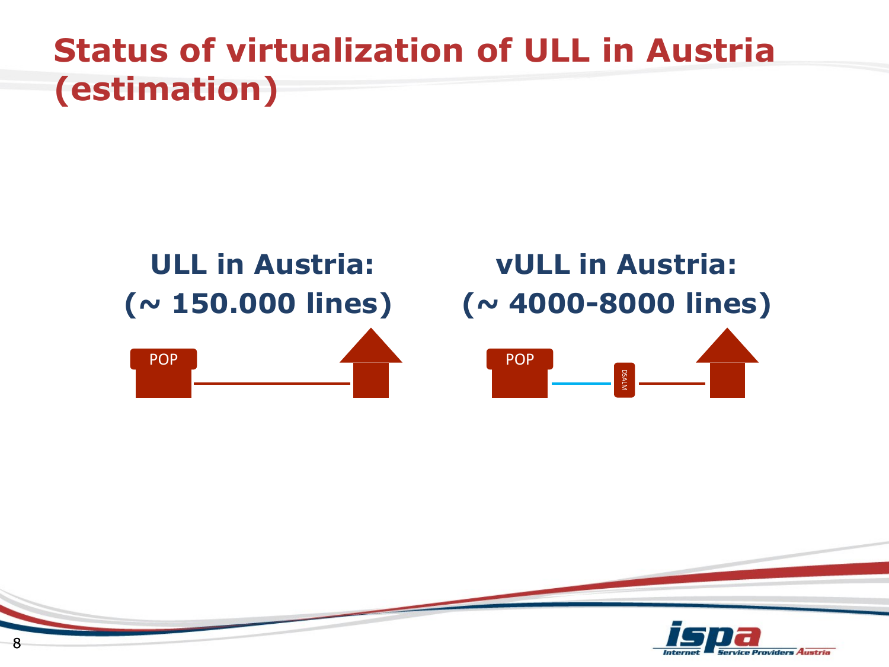# Status of virtualization of ULL in Austria (estimation)

**ULL in Austria:**
**(~ 150.000 lines)**

POP

**vULL in Austria:**
**(~ 4000-8000 lines)**

POP

DSALM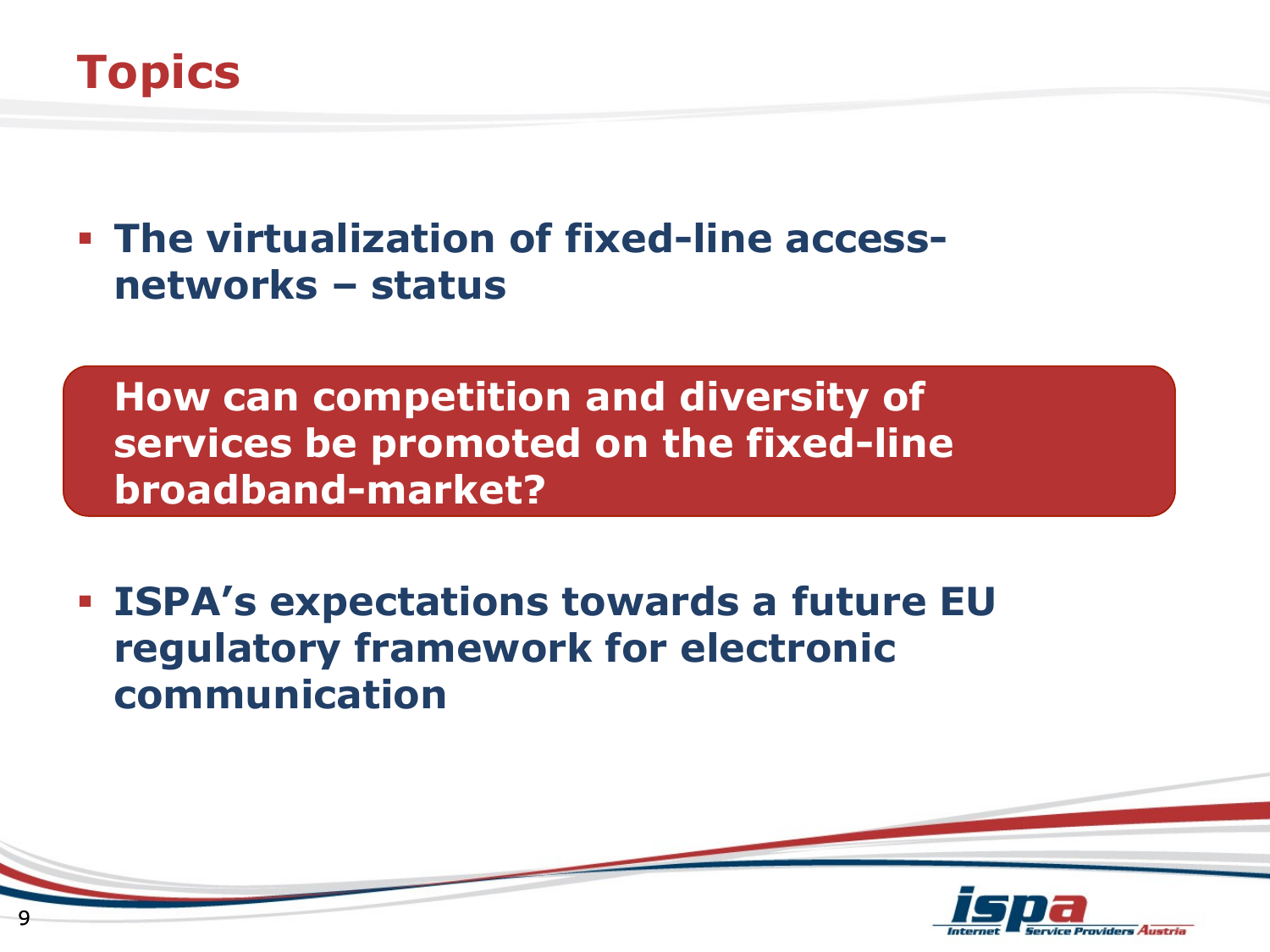# Topics

- **The virtualization of fixed-line access-networks – status**

**How can competition and diversity of services be promoted on the fixed-line broadband-market?**

- **ISPA's expectations towards a future EU regulatory framework for electronic communication**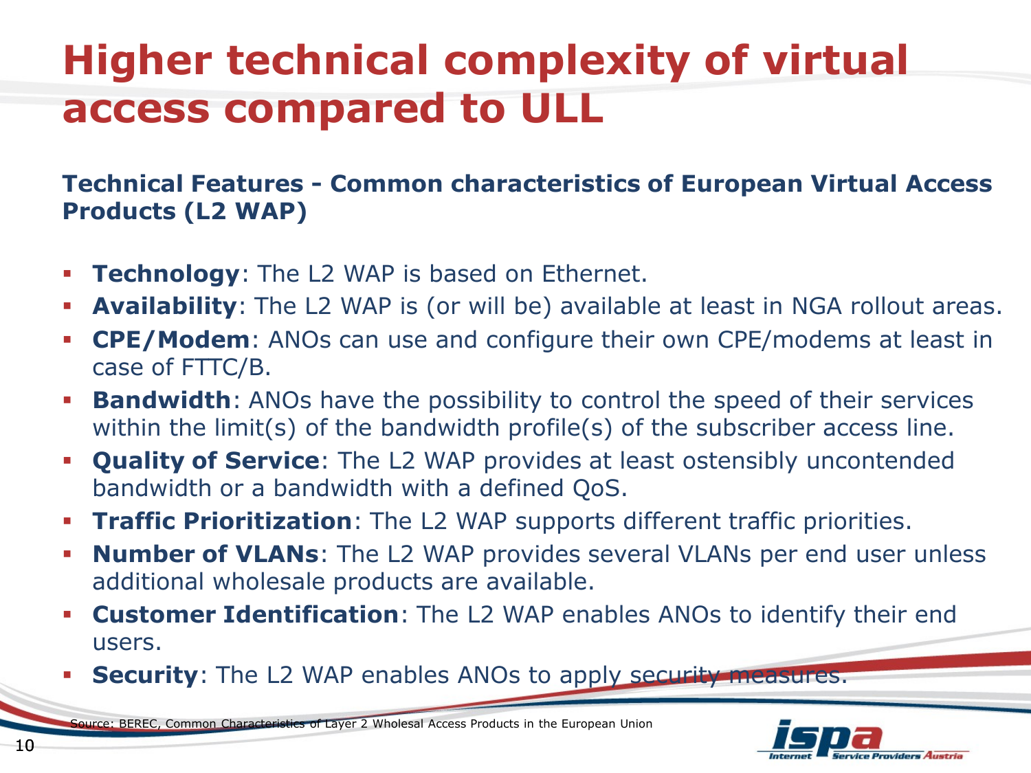# Higher technical complexity of virtual access compared to ULL

**Technical Features - Common characteristics of European Virtual Access Products (L2 WAP)**

- **Technology**: The L2 WAP is based on Ethernet.
- **Availability**: The L2 WAP is (or will be) available at least in NGA rollout areas.
- **CPE/Modem**: ANOs can use and configure their own CPE/modems at least in case of FTTC/B.
- **Bandwidth**: ANOs have the possibility to control the speed of their services within the limit(s) of the bandwidth profile(s) of the subscriber access line.
- **Quality of Service**: The L2 WAP provides at least ostensibly uncontended bandwidth or a bandwidth with a defined QoS.
- **Traffic Prioritization**: The L2 WAP supports different traffic priorities.
- **Number of VLANs**: The L2 WAP provides several VLANs per end user unless additional wholesale products are available.
- **Customer Identification**: The L2 WAP enables ANOs to identify their end users.
- **Security**: The L2 WAP enables ANOs to apply security measures.

Source: BEREC, Common Characteristics of Layer 2 Wholesal Access Products in the European Union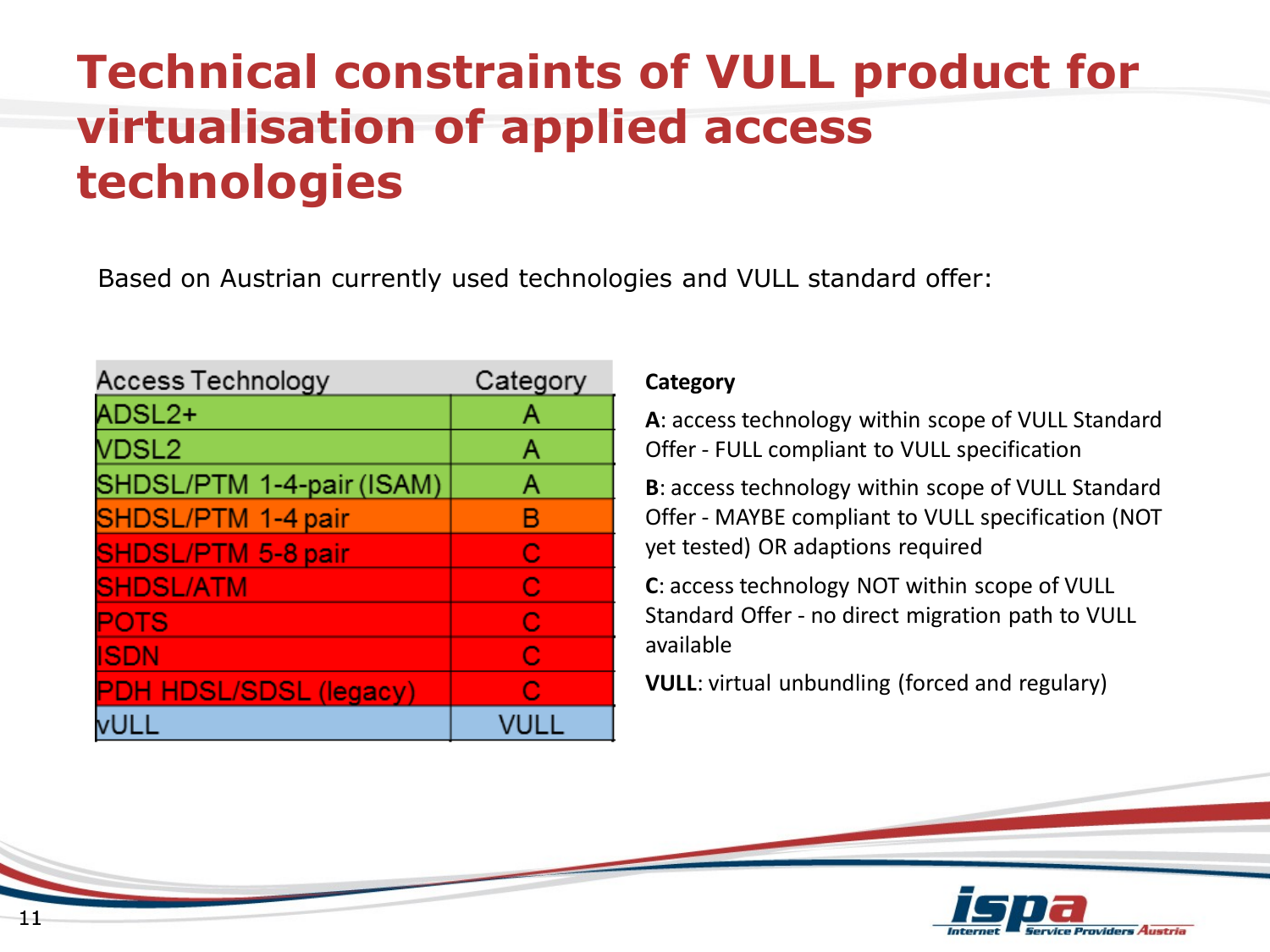# Technical constraints of VULL product for virtualisation of applied access technologies

Based on Austrian currently used technologies and VULL standard offer:

| Access Technology | Category |
|---|---|
| ADSL2+ | A |
| VDSL2 | A |
| SHDSL/PTM 1-4-pair (ISAM) | A |
| SHDSL/PTM 1-4 pair | B |
| SHDSL/PTM 5-8 pair | C |
| SHDSL/ATM | C |
| POTS | C |
| ISDN | C |
| PDH HDSL/SDSL (legacy) | C |
| vULL | VULL |

**Category**

**A**: access technology within scope of VULL Standard Offer - FULL compliant to VULL specification

**B**: access technology within scope of VULL Standard Offer - MAYBE compliant to VULL specification (NOT yet tested) OR adaptions required

**C**: access technology NOT within scope of VULL Standard Offer - no direct migration path to VULL available

**VULL**: virtual unbundling (forced and regulary)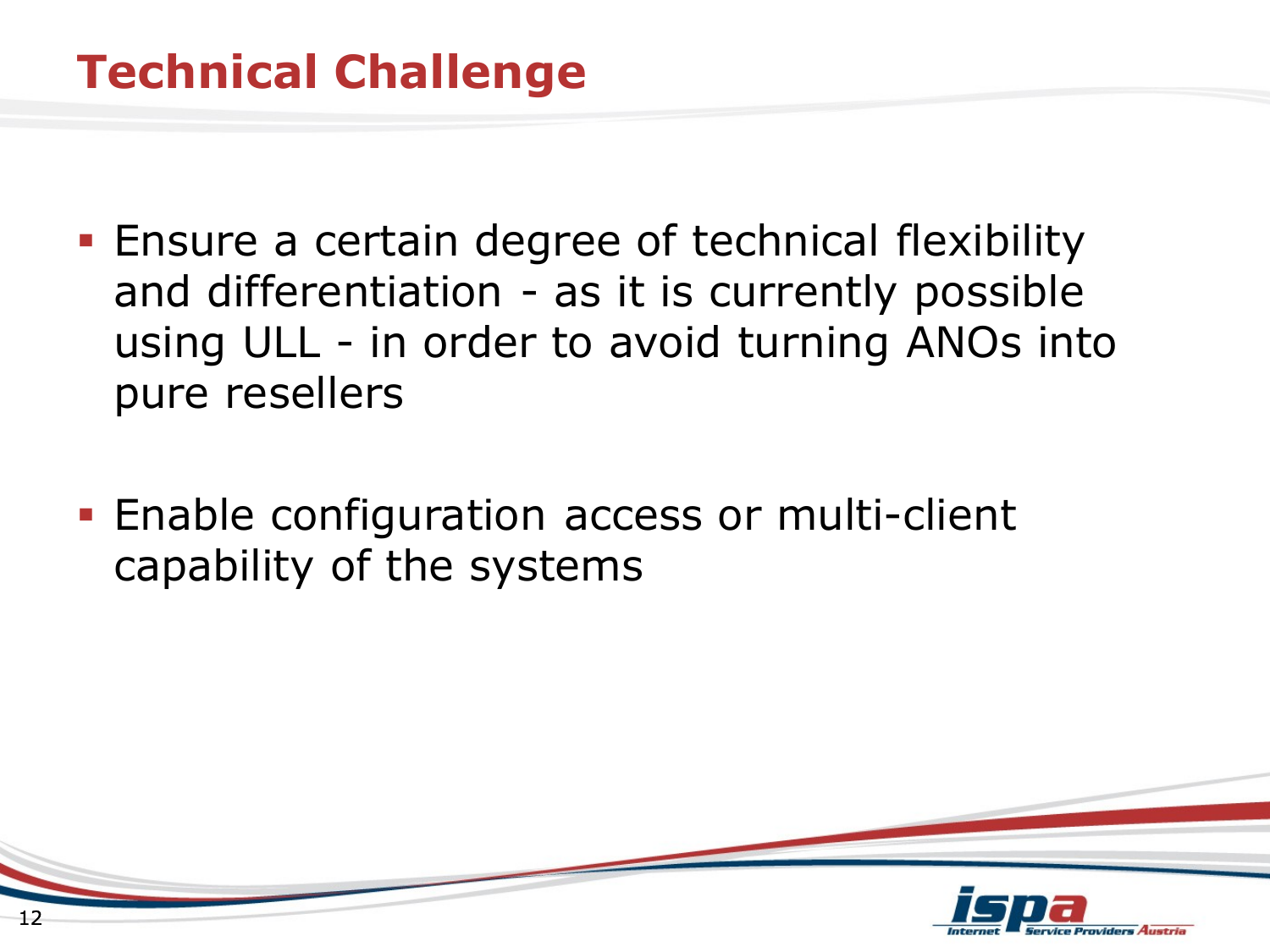# Technical Challenge

- Ensure a certain degree of technical flexibility and differentiation - as it is currently possible using ULL - in order to avoid turning ANOs into pure resellers
- Enable configuration access or multi-client capability of the systems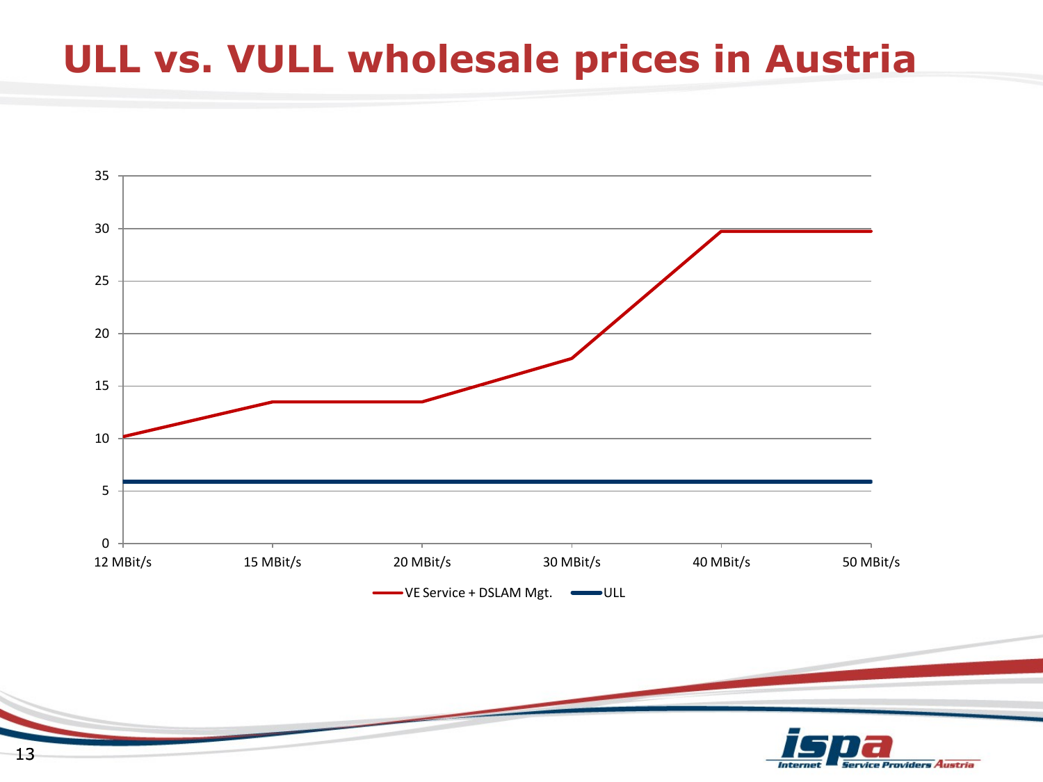# ULL vs. VULL wholesale prices in Austria

35
30
25
20
15
10
5
0

12 MBit/s | 15 MBit/s | 20 MBit/s | 30 MBit/s | 40 MBit/s | 50 MBit/s

VE Service + DSLAM Mgt. | ULL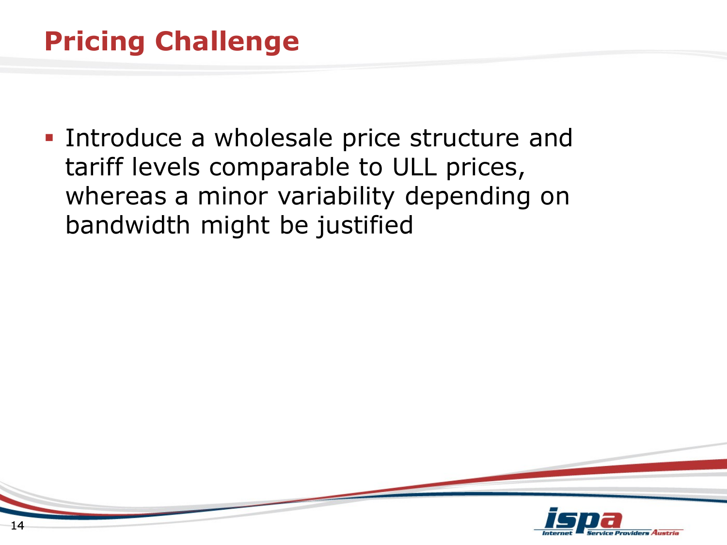# Pricing Challenge

- Introduce a wholesale price structure and tariff levels comparable to ULL prices, whereas a minor variability depending on bandwidth might be justified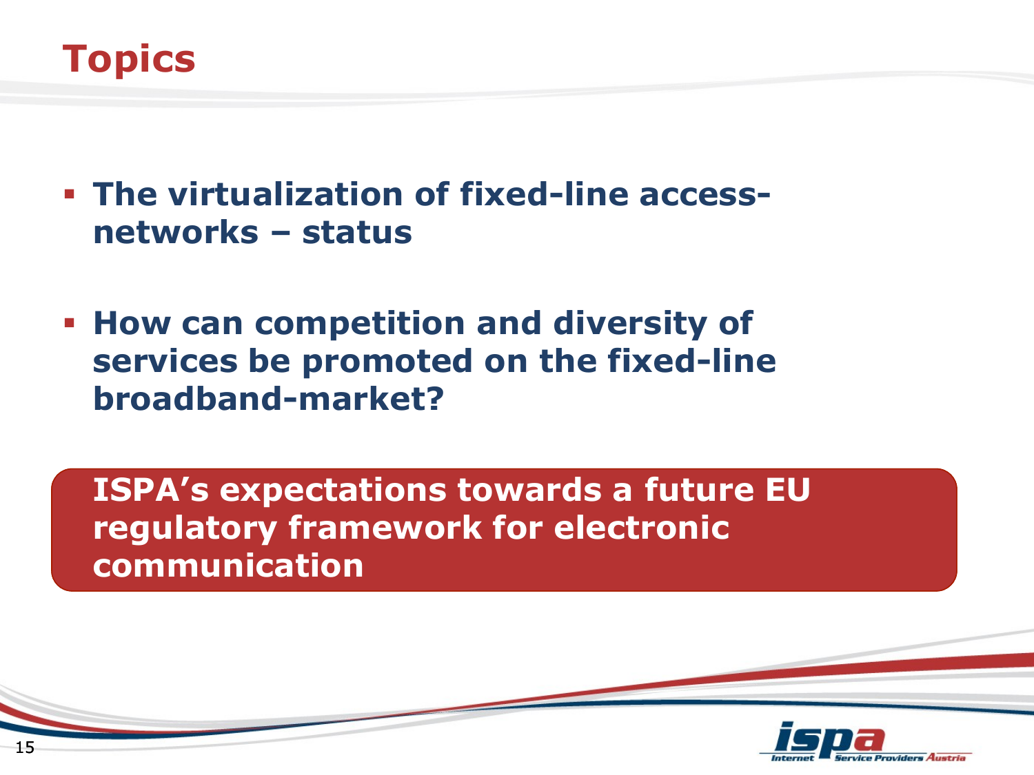# Topics

- **The virtualization of fixed-line access-networks – status**

- **How can competition and diversity of services be promoted on the fixed-line broadband-market?**

**ISPA's expectations towards a future EU regulatory framework for electronic communication**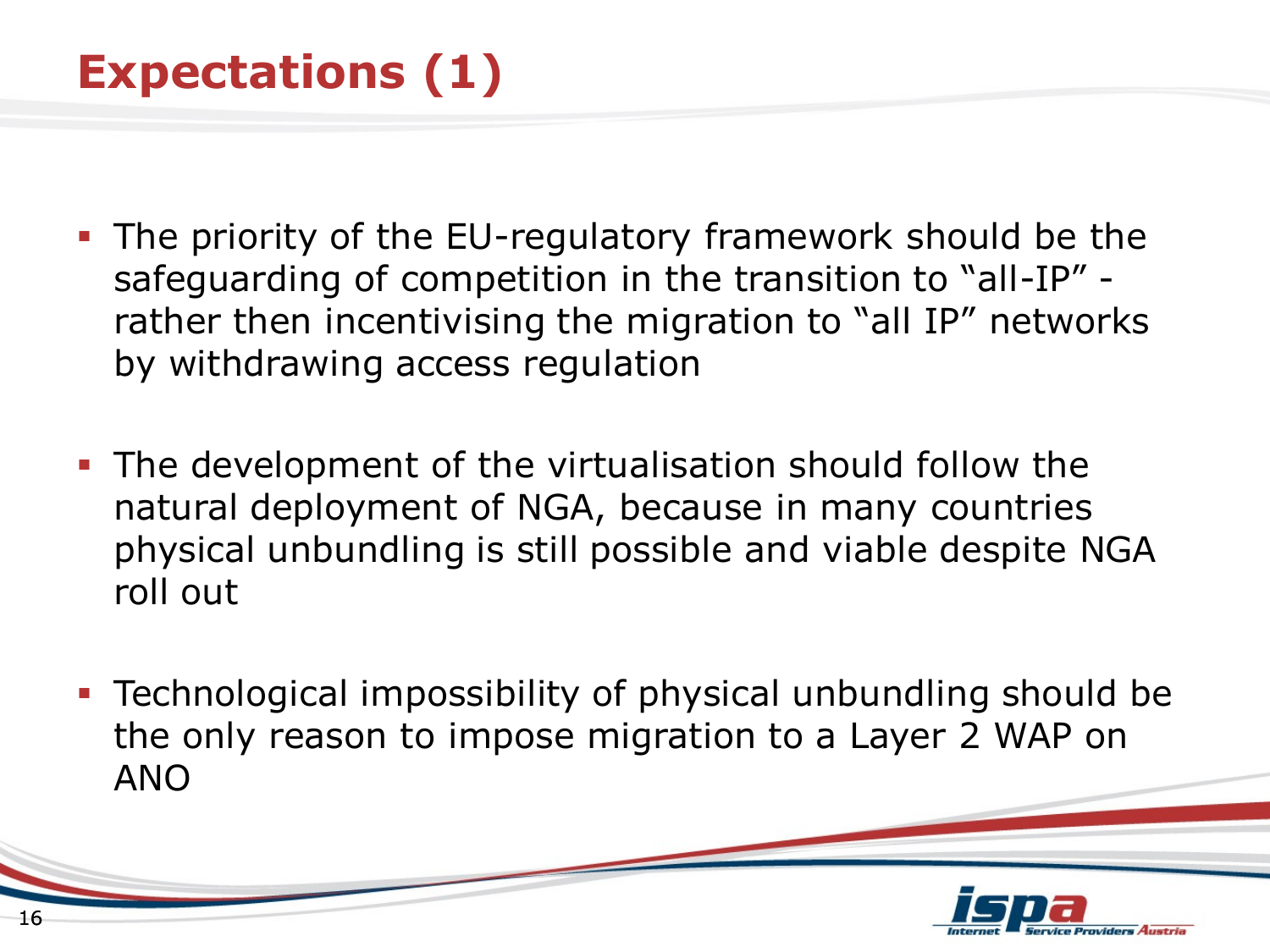# Expectations (1)

- The priority of the EU-regulatory framework should be the safeguarding of competition in the transition to "all-IP" - rather then incentivising the migration to "all IP" networks by withdrawing access regulation
- The development of the virtualisation should follow the natural deployment of NGA, because in many countries physical unbundling is still possible and viable despite NGA roll out
- Technological impossibility of physical unbundling should be the only reason to impose migration to a Layer 2 WAP on ANO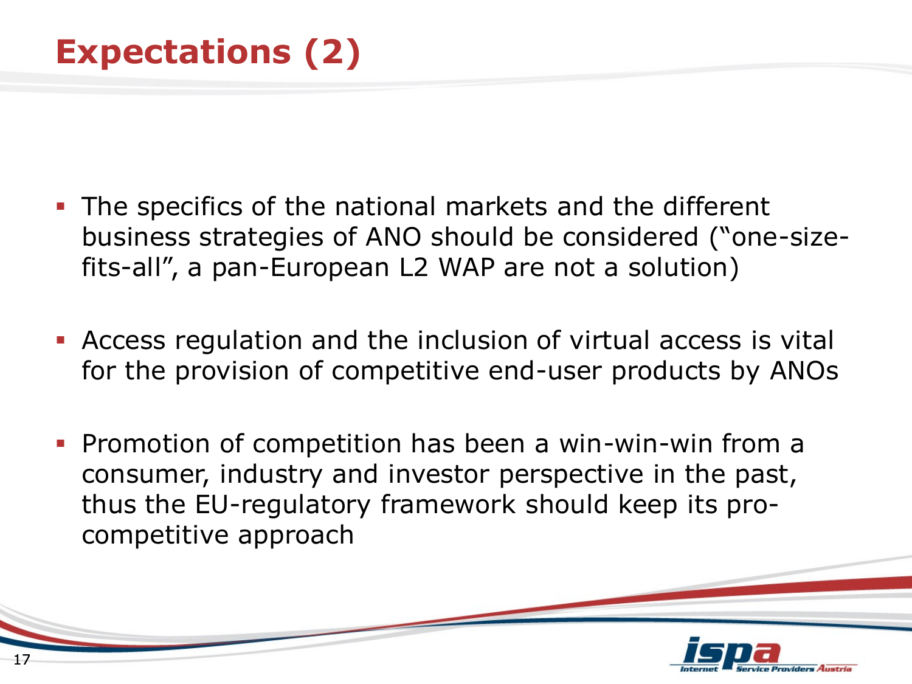# Expectations (2)

- The specifics of the national markets and the different business strategies of ANO should be considered ("one-size-fits-all", a pan-European L2 WAP are not a solution)
- Access regulation and the inclusion of virtual access is vital for the provision of competitive end-user products by ANOs
- Promotion of competition has been a win-win-win from a consumer, industry and investor perspective in the past, thus the EU-regulatory framework should keep its pro-competitive approach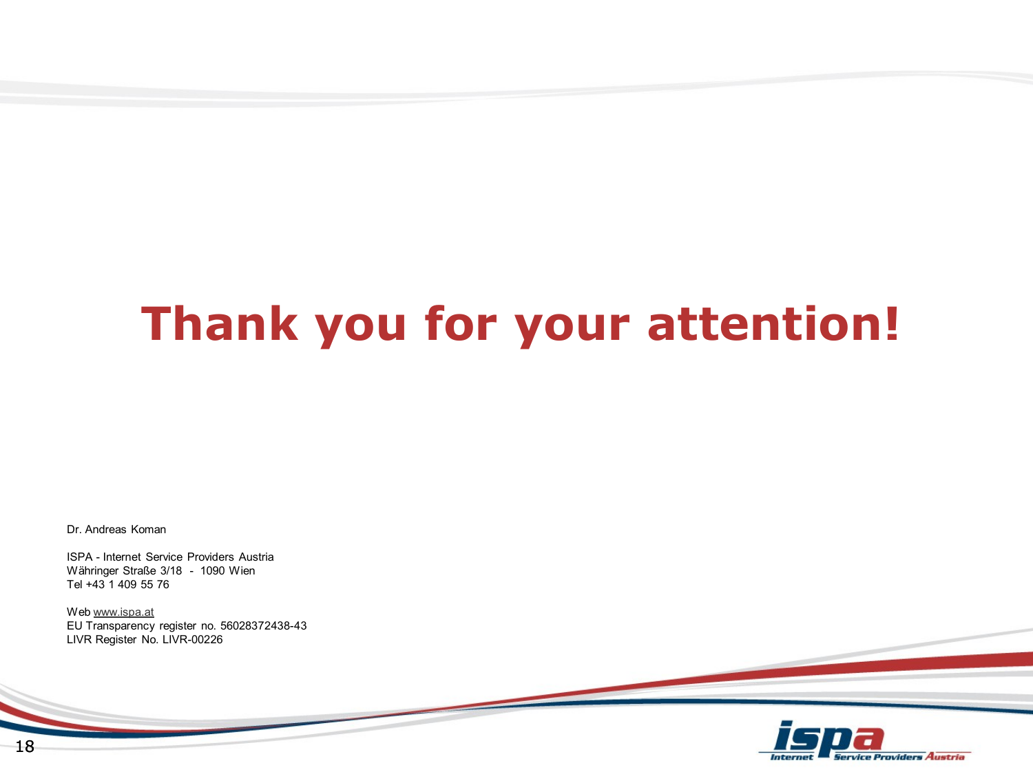# Thank you for your attention!

Dr. Andreas Koman

ISPA - Internet Service Providers Austria
Währinger Straße 3/18 - 1090 Wien
Tel +43 1 409 55 76

Web www.ispa.at
EU Transparency register no. 56028372438-43
LIVR Register No. LIVR-00226